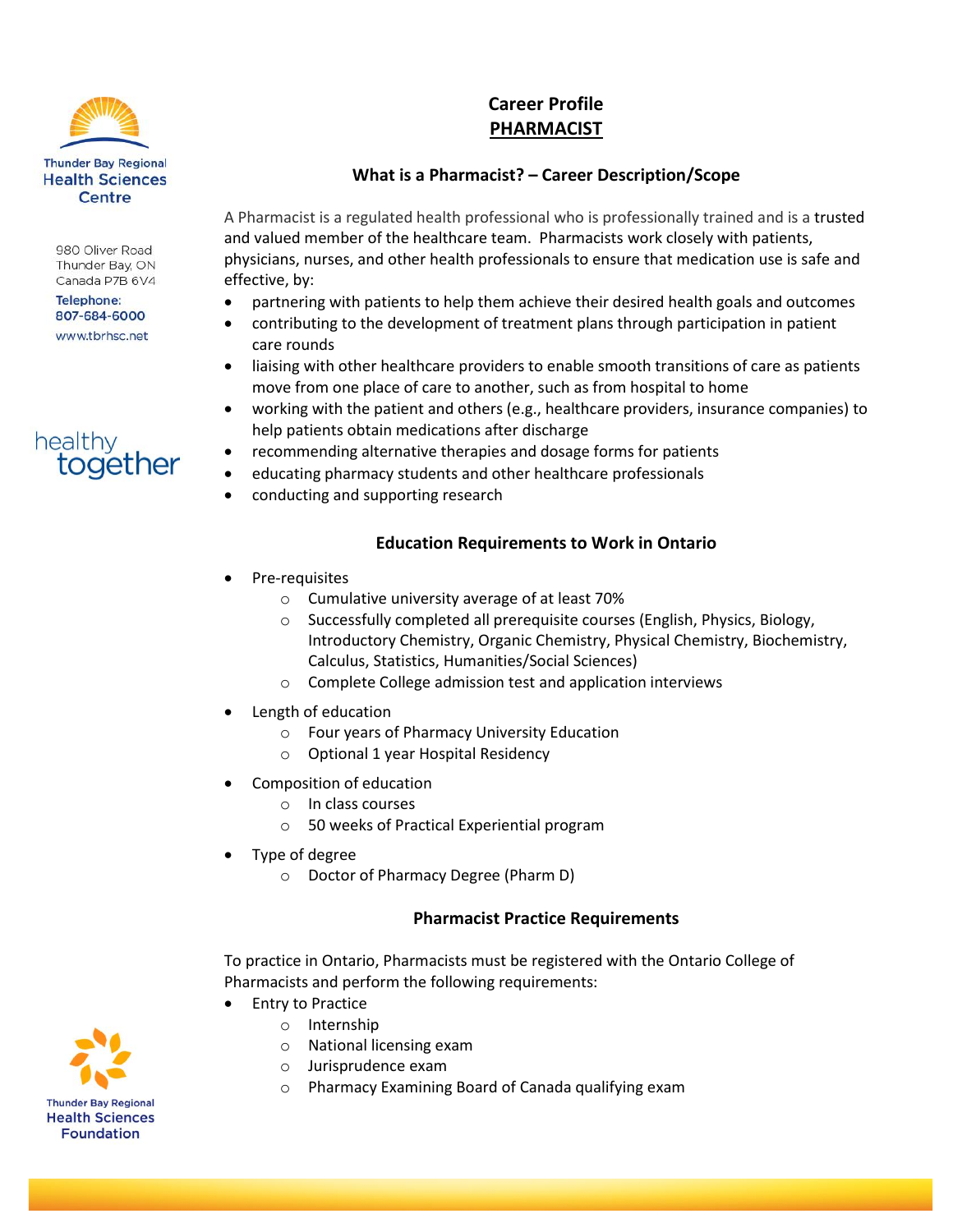Thunder Bay Regional Health Sciences Centre

980 Oliver Road
Thunder Bay, ON
Canada P7B 6V4

Telephone:
807-684-6000

www.tbrhsc.net

healthy together

# Career Profile
## PHARMACIST

### What is a Pharmacist? – Career Description/Scope

A Pharmacist is a regulated health professional who is professionally trained and is a trusted and valued member of the healthcare team. Pharmacists work closely with patients, physicians, nurses, and other health professionals to ensure that medication use is safe and effective, by:

- partnering with patients to help them achieve their desired health goals and outcomes
- contributing to the development of treatment plans through participation in patient care rounds
- liaising with other healthcare providers to enable smooth transitions of care as patients move from one place of care to another, such as from hospital to home
- working with the patient and others (e.g., healthcare providers, insurance companies) to help patients obtain medications after discharge
- recommending alternative therapies and dosage forms for patients
- educating pharmacy students and other healthcare professionals
- conducting and supporting research

### Education Requirements to Work in Ontario

- Pre-requisites
  - Cumulative university average of at least 70%
  - Successfully completed all prerequisite courses (English, Physics, Biology, Introductory Chemistry, Organic Chemistry, Physical Chemistry, Biochemistry, Calculus, Statistics, Humanities/Social Sciences)
  - Complete College admission test and application interviews
- Length of education
  - Four years of Pharmacy University Education
  - Optional 1 year Hospital Residency
- Composition of education
  - In class courses
  - 50 weeks of Practical Experiential program
- Type of degree
  - Doctor of Pharmacy Degree (Pharm D)

### Pharmacist Practice Requirements

To practice in Ontario, Pharmacists must be registered with the Ontario College of Pharmacists and perform the following requirements:

- Entry to Practice
  - Internship
  - National licensing exam
  - Jurisprudence exam
  - Pharmacy Examining Board of Canada qualifying exam

Thunder Bay Regional Health Sciences Foundation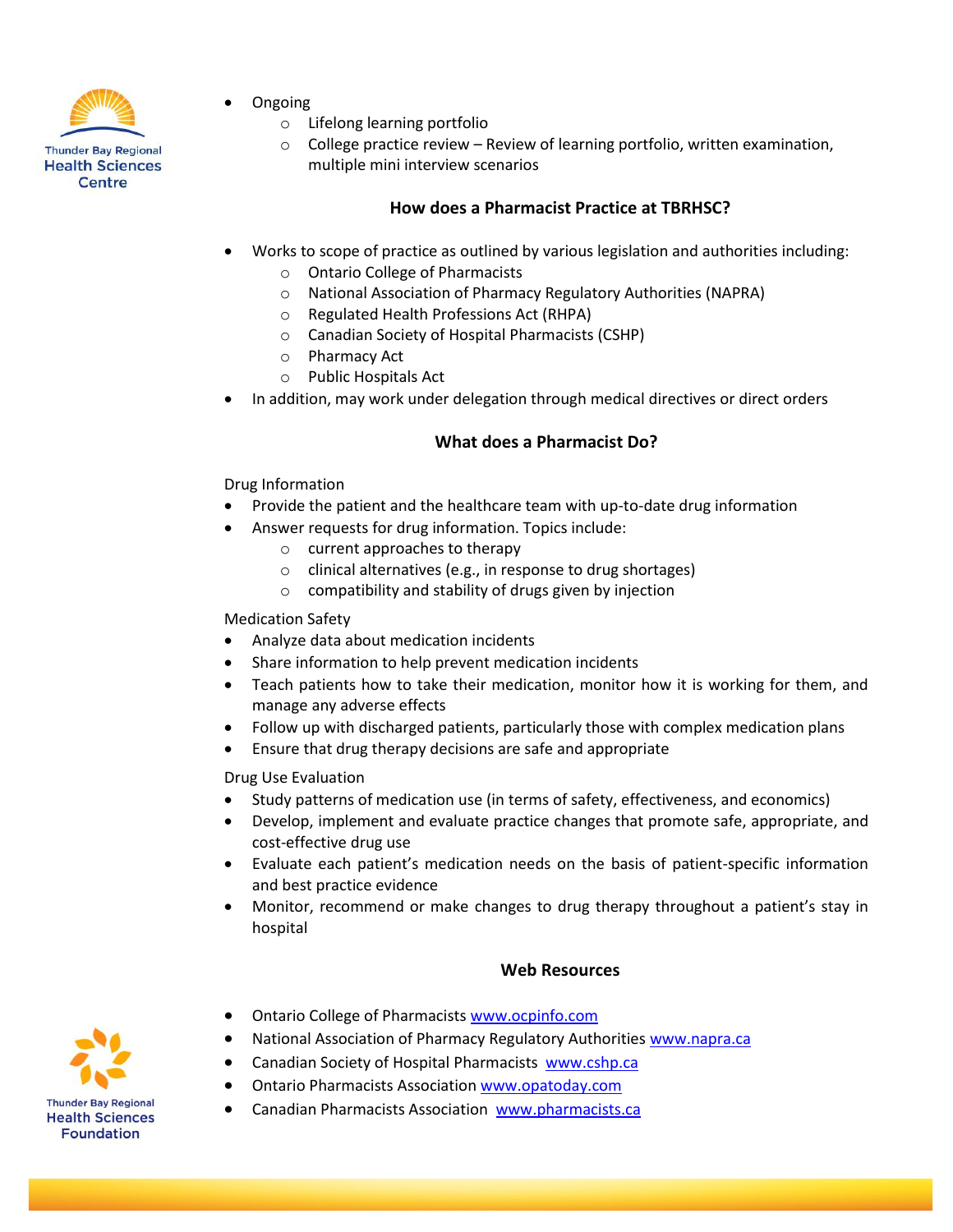- Ongoing
  - Lifelong learning portfolio
  - College practice review – Review of learning portfolio, written examination, multiple mini interview scenarios

## How does a Pharmacist Practice at TBRHSC?

- Works to scope of practice as outlined by various legislation and authorities including:
  - Ontario College of Pharmacists
  - National Association of Pharmacy Regulatory Authorities (NAPRA)
  - Regulated Health Professions Act (RHPA)
  - Canadian Society of Hospital Pharmacists (CSHP)
  - Pharmacy Act
  - Public Hospitals Act
- In addition, may work under delegation through medical directives or direct orders

## What does a Pharmacist Do?

Drug Information

- Provide the patient and the healthcare team with up-to-date drug information
- Answer requests for drug information. Topics include:
  - current approaches to therapy
  - clinical alternatives (e.g., in response to drug shortages)
  - compatibility and stability of drugs given by injection

Medication Safety

- Analyze data about medication incidents
- Share information to help prevent medication incidents
- Teach patients how to take their medication, monitor how it is working for them, and manage any adverse effects
- Follow up with discharged patients, particularly those with complex medication plans
- Ensure that drug therapy decisions are safe and appropriate

Drug Use Evaluation

- Study patterns of medication use (in terms of safety, effectiveness, and economics)
- Develop, implement and evaluate practice changes that promote safe, appropriate, and cost-effective drug use
- Evaluate each patient's medication needs on the basis of patient-specific information and best practice evidence
- Monitor, recommend or make changes to drug therapy throughout a patient's stay in hospital

## Web Resources

- Ontario College of Pharmacists www.ocpinfo.com
- National Association of Pharmacy Regulatory Authorities www.napra.ca
- Canadian Society of Hospital Pharmacists www.cshp.ca
- Ontario Pharmacists Association www.opatoday.com
- Canadian Pharmacists Association www.pharmacists.ca